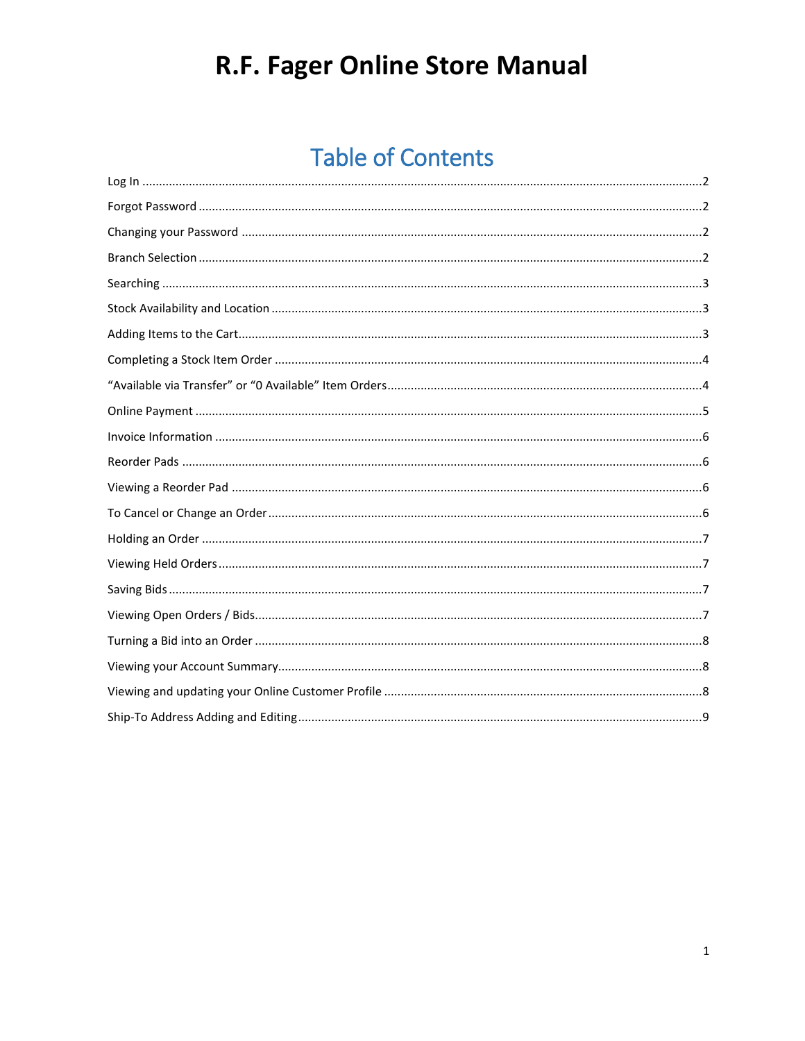# R.F. Fager Online Store Manual

## Table of Contents

Log In ....................................................................................................................................................2

Forgot Password ....................................................................................................................................2

Changing your Password .......................................................................................................................2

Branch Selection ....................................................................................................................................2

Searching ...............................................................................................................................................3

Stock Availability and Location ...............................................................................................................3

Adding Items to the Cart.........................................................................................................................3

Completing a Stock Item Order ..............................................................................................................4

“Available via Transfer” or “0 Available” Item Orders.............................................................................4

Online Payment .....................................................................................................................................5

Invoice Information ...............................................................................................................................6

Reorder Pads .........................................................................................................................................6

Viewing a Reorder Pad ..........................................................................................................................6

To Cancel or Change an Order ...............................................................................................................6

Holding an Order ...................................................................................................................................7

Viewing Held Orders ..............................................................................................................................7

Saving Bids .............................................................................................................................................7

Viewing Open Orders / Bids....................................................................................................................7

Turning a Bid into an Order ....................................................................................................................8

Viewing your Account Summary.............................................................................................................8

Viewing and updating your Online Customer Profile ..............................................................................8

Ship-To Address Adding and Editing.......................................................................................................9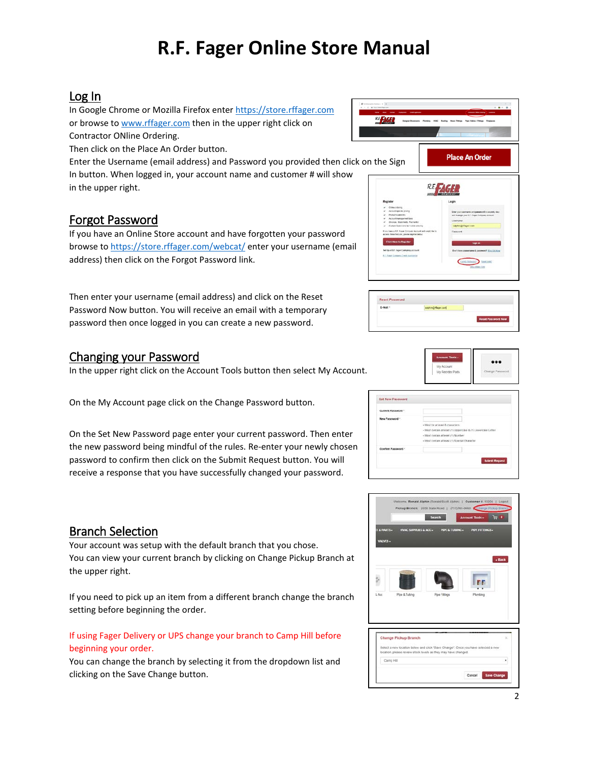# R.F. Fager Online Store Manual

## Log In

In Google Chrome or Mozilla Firefox enter https://store.rffager.com or browse to www.rffager.com then in the upper right click on Contractor ONline Ordering.

Then click on the Place An Order button.

Enter the Username (email address) and Password you provided then click on the Sign In button. When logged in, your account name and customer # will show in the upper right.

## Forgot Password

If you have an Online Store account and have forgotten your password browse to https://store.rffager.com/webcat/ enter your username (email address) then click on the Forgot Password link.

Then enter your username (email address) and click on the Reset Password Now button. You will receive an email with a temporary password then once logged in you can create a new password.

## Changing your Password

In the upper right click on the Account Tools button then select My Account.

On the My Account page click on the Change Password button.

On the Set New Password page enter your current password. Then enter the new password being mindful of the rules. Re-enter your newly chosen password to confirm then click on the Submit Request button. You will receive a response that you have successfully changed your password.

## Branch Selection

Your account was setup with the default branch that you chose.

You can view your current branch by clicking on Change Pickup Branch at the upper right.

If you need to pick up an item from a different branch change the branch setting before beginning the order.

If using Fager Delivery or UPS change your branch to Camp Hill before beginning your order.

You can change the branch by selecting it from the dropdown list and clicking on the Save Change button.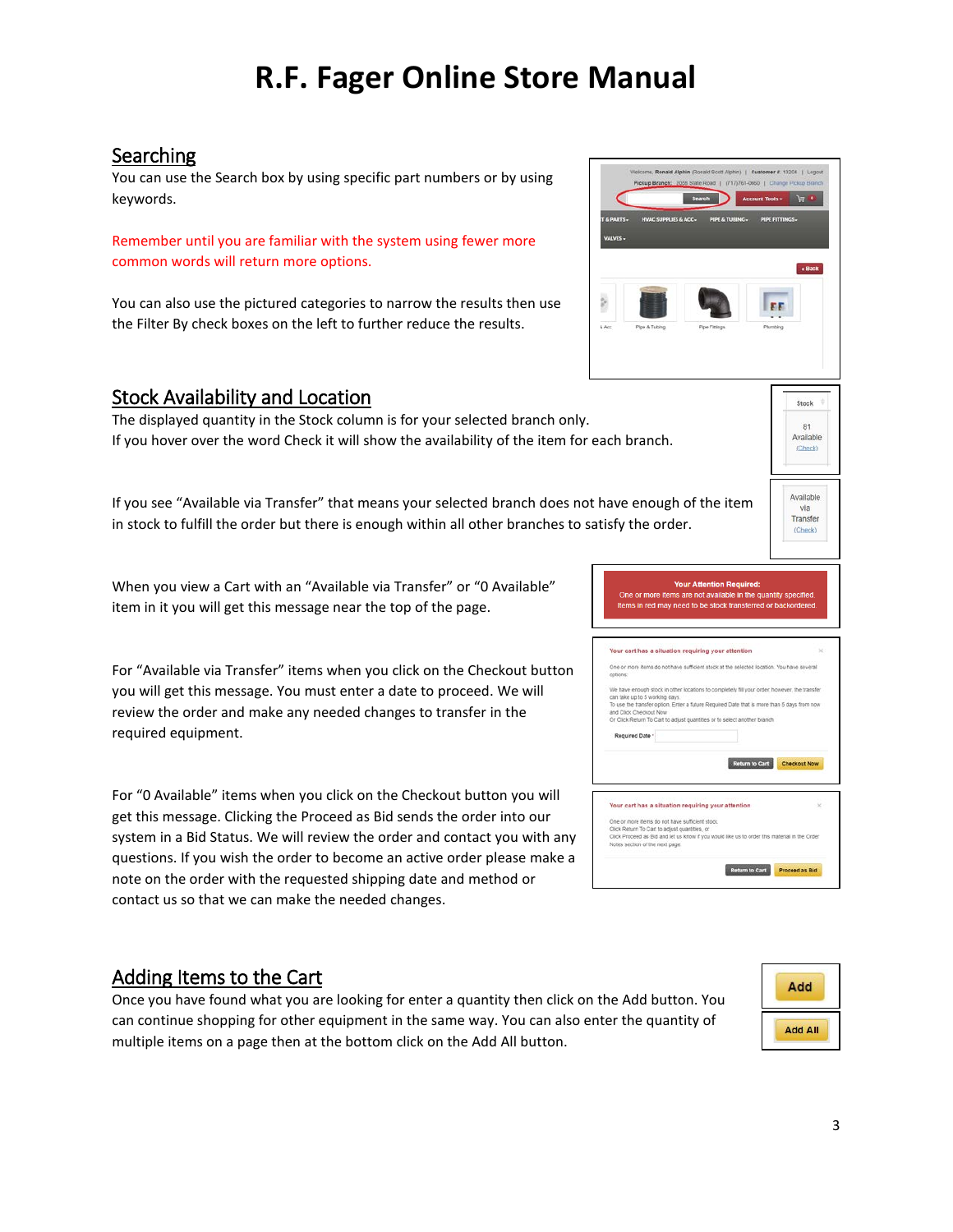# R.F. Fager Online Store Manual

## Searching

You can use the Search box by using specific part numbers or by using keywords.

Remember until you are familiar with the system using fewer more common words will return more options.

You can also use the pictured categories to narrow the results then use the Filter By check boxes on the left to further reduce the results.

## Stock Availability and Location

The displayed quantity in the Stock column is for your selected branch only.
If you hover over the word Check it will show the availability of the item for each branch.

If you see "Available via Transfer" that means your selected branch does not have enough of the item in stock to fulfill the order but there is enough within all other branches to satisfy the order.

When you view a Cart with an "Available via Transfer" or "0 Available" item in it you will get this message near the top of the page.

For "Available via Transfer" items when you click on the Checkout button you will get this message. You must enter a date to proceed. We will review the order and make any needed changes to transfer in the required equipment.

For "0 Available" items when you click on the Checkout button you will get this message. Clicking the Proceed as Bid sends the order into our system in a Bid Status. We will review the order and contact you with any questions. If you wish the order to become an active order please make a note on the order with the requested shipping date and method or contact us so that we can make the needed changes.

## Adding Items to the Cart

Once you have found what you are looking for enter a quantity then click on the Add button. You can continue shopping for other equipment in the same way. You can also enter the quantity of multiple items on a page then at the bottom click on the Add All button.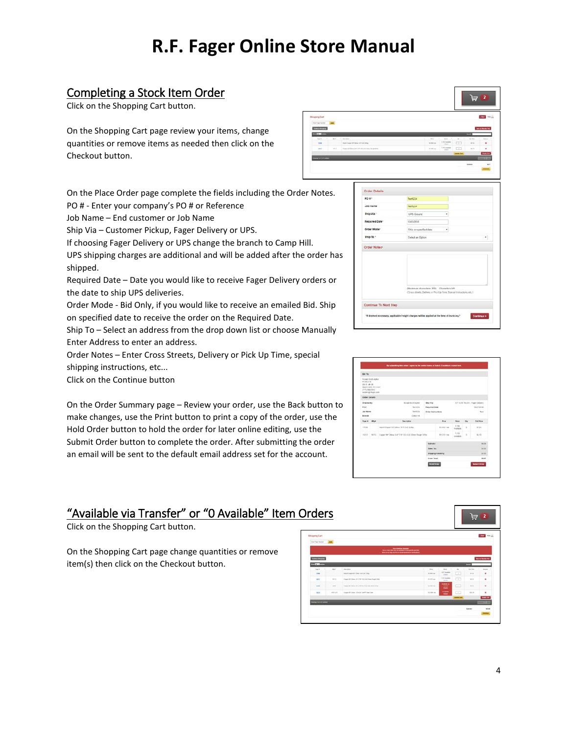# R.F. Fager Online Store Manual

## Completing a Stock Item Order

Click on the Shopping Cart button.

On the Shopping Cart page review your items, change quantities or remove items as needed then click on the Checkout button.

On the Place Order page complete the fields including the Order Notes.
PO # - Enter your company's PO # or Reference
Job Name – End customer or Job Name
Ship Via – Customer Pickup, Fager Delivery or UPS.
If choosing Fager Delivery or UPS change the branch to Camp Hill.
UPS shipping charges are additional and will be added after the order has shipped.
Required Date – Date you would like to receive Fager Delivery orders or the date to ship UPS deliveries.
Order Mode - Bid Only, if you would like to receive an emailed Bid. Ship on specified date to receive the order on the Required Date.
Ship To – Select an address from the drop down list or choose Manually Enter Address to enter an address.
Order Notes – Enter Cross Streets, Delivery or Pick Up Time, special shipping instructions, etc...
Click on the Continue button

On the Order Summary page – Review your order, use the Back button to make changes, use the Print button to print a copy of the order, use the Hold Order button to hold the order for later online editing, use the Submit Order button to complete the order. After submitting the order an email will be sent to the default email address set for the account.

## "Available via Transfer" or "0 Available" Item Orders

Click on the Shopping Cart button.

On the Shopping Cart page change quantities or remove item(s) then click on the Checkout button.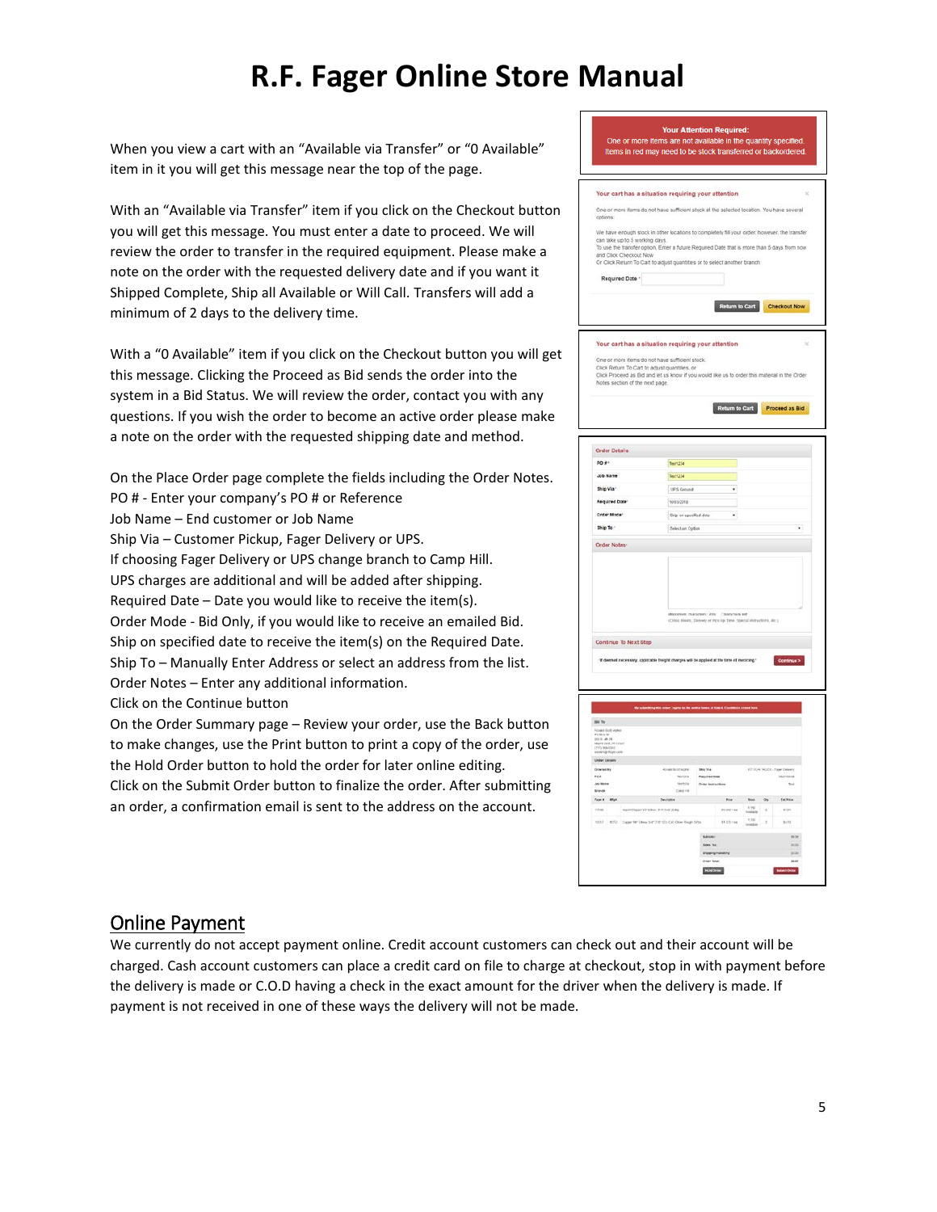# R.F. Fager Online Store Manual

When you view a cart with an "Available via Transfer" or "0 Available" item in it you will get this message near the top of the page.

With an "Available via Transfer" item if you click on the Checkout button you will get this message. You must enter a date to proceed. We will review the order to transfer in the required equipment. Please make a note on the order with the requested delivery date and if you want it Shipped Complete, Ship all Available or Will Call. Transfers will add a minimum of 2 days to the delivery time.

With a "0 Available" item if you click on the Checkout button you will get this message. Clicking the Proceed as Bid sends the order into the system in a Bid Status. We will review the order, contact you with any questions. If you wish the order to become an active order please make a note on the order with the requested shipping date and method.

On the Place Order page complete the fields including the Order Notes.
PO # - Enter your company's PO # or Reference
Job Name – End customer or Job Name
Ship Via – Customer Pickup, Fager Delivery or UPS.
If choosing Fager Delivery or UPS change branch to Camp Hill.
UPS charges are additional and will be added after shipping.
Required Date – Date you would like to receive the item(s).
Order Mode - Bid Only, if you would like to receive an emailed Bid.
Ship on specified date to receive the item(s) on the Required Date.
Ship To – Manually Enter Address or select an address from the list.
Order Notes – Enter any additional information.
Click on the Continue button
On the Order Summary page – Review your order, use the Back button to make changes, use the Print button to print a copy of the order, use the Hold Order button to hold the order for later online editing.
Click on the Submit Order button to finalize the order. After submitting an order, a confirmation email is sent to the address on the account.

## Online Payment

We currently do not accept payment online. Credit account customers can check out and their account will be charged. Cash account customers can place a credit card on file to charge at checkout, stop in with payment before the delivery is made or C.O.D having a check in the exact amount for the driver when the delivery is made. If payment is not received in one of these ways the delivery will not be made.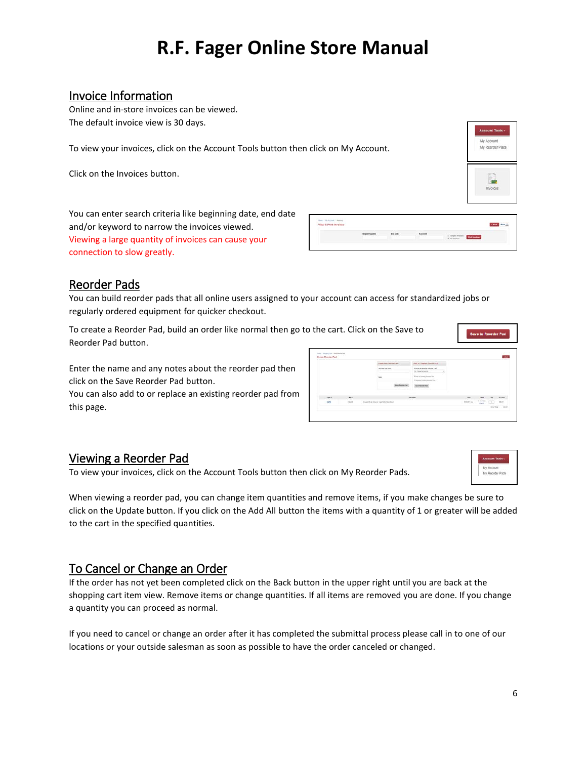# R.F. Fager Online Store Manual

## Invoice Information

Online and in-store invoices can be viewed.
The default invoice view is 30 days.

To view your invoices, click on the Account Tools button then click on My Account.

Click on the Invoices button.

You can enter search criteria like beginning date, end date and/or keyword to narrow the invoices viewed.
Viewing a large quantity of invoices can cause your connection to slow greatly.

## Reorder Pads

You can build reorder pads that all online users assigned to your account can access for standardized jobs or regularly ordered equipment for quicker checkout.

To create a Reorder Pad, build an order like normal then go to the cart. Click on the Save to Reorder Pad button.

Enter the name and any notes about the reorder pad then click on the Save Reorder Pad button.
You can also add to or replace an existing reorder pad from this page.

## Viewing a Reorder Pad

To view your invoices, click on the Account Tools button then click on My Reorder Pads.

When viewing a reorder pad, you can change item quantities and remove items, if you make changes be sure to click on the Update button. If you click on the Add All button the items with a quantity of 1 or greater will be added to the cart in the specified quantities.

## To Cancel or Change an Order

If the order has not yet been completed click on the Back button in the upper right until you are back at the shopping cart item view. Remove items or change quantities. If all items are removed you are done. If you change a quantity you can proceed as normal.

If you need to cancel or change an order after it has completed the submittal process please call in to one of our locations or your outside salesman as soon as possible to have the order canceled or changed.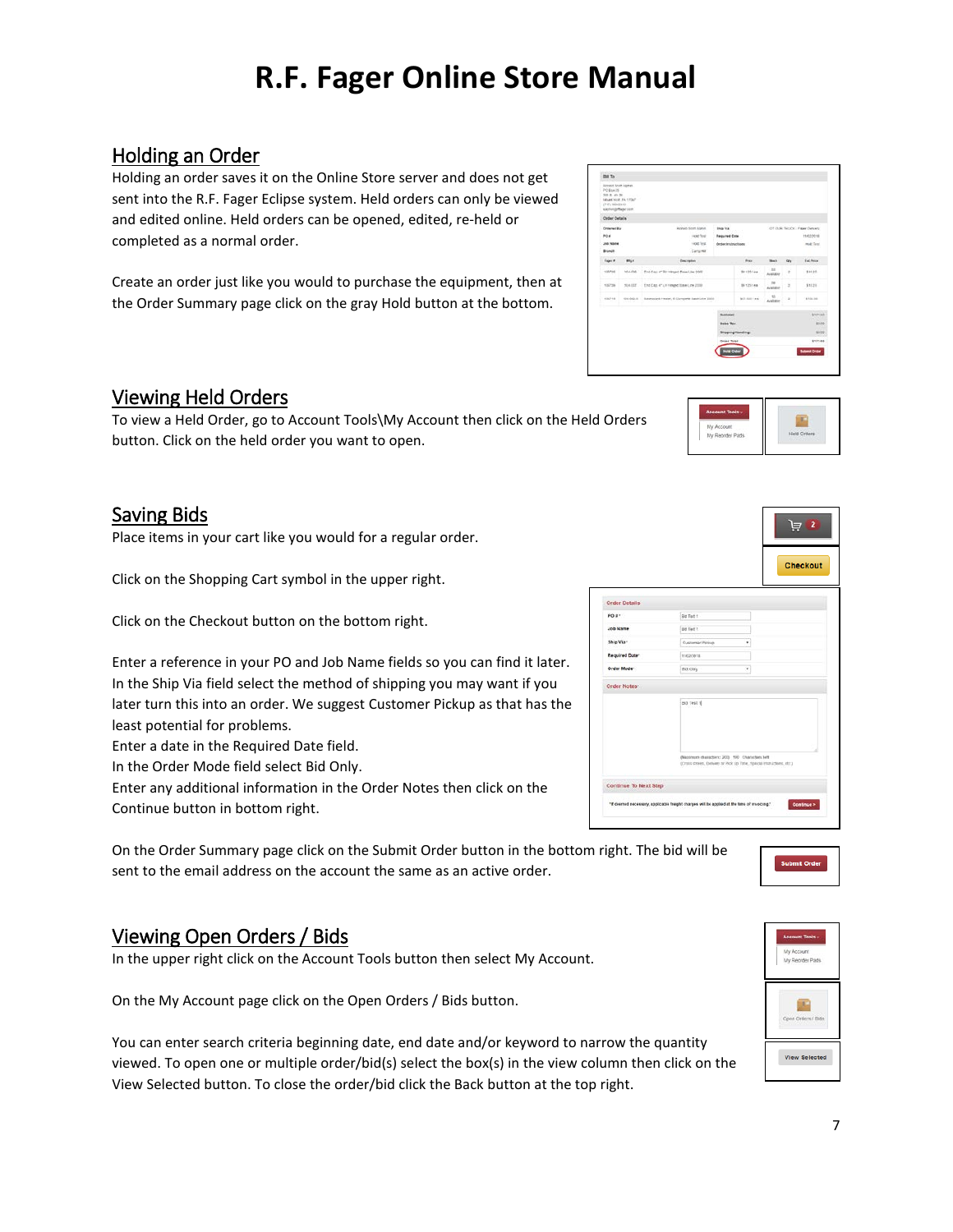# R.F. Fager Online Store Manual

## Holding an Order

Holding an order saves it on the Online Store server and does not get sent into the R.F. Fager Eclipse system. Held orders can only be viewed and edited online. Held orders can be opened, edited, re-held or completed as a normal order.

Create an order just like you would to purchase the equipment, then at the Order Summary page click on the gray Hold button at the bottom.

## Viewing Held Orders

To view a Held Order, go to Account Tools\My Account then click on the Held Orders button. Click on the held order you want to open.

## Saving Bids

Place items in your cart like you would for a regular order.

Click on the Shopping Cart symbol in the upper right.

Click on the Checkout button on the bottom right.

Enter a reference in your PO and Job Name fields so you can find it later.
In the Ship Via field select the method of shipping you may want if you later turn this into an order. We suggest Customer Pickup as that has the least potential for problems.
Enter a date in the Required Date field.
In the Order Mode field select Bid Only.
Enter any additional information in the Order Notes then click on the Continue button in bottom right.

On the Order Summary page click on the Submit Order button in the bottom right. The bid will be sent to the email address on the account the same as an active order.

## Viewing Open Orders / Bids

In the upper right click on the Account Tools button then select My Account.

On the My Account page click on the Open Orders / Bids button.

You can enter search criteria beginning date, end date and/or keyword to narrow the quantity viewed. To open one or multiple order/bid(s) select the box(s) in the view column then click on the View Selected button. To close the order/bid click the Back button at the top right.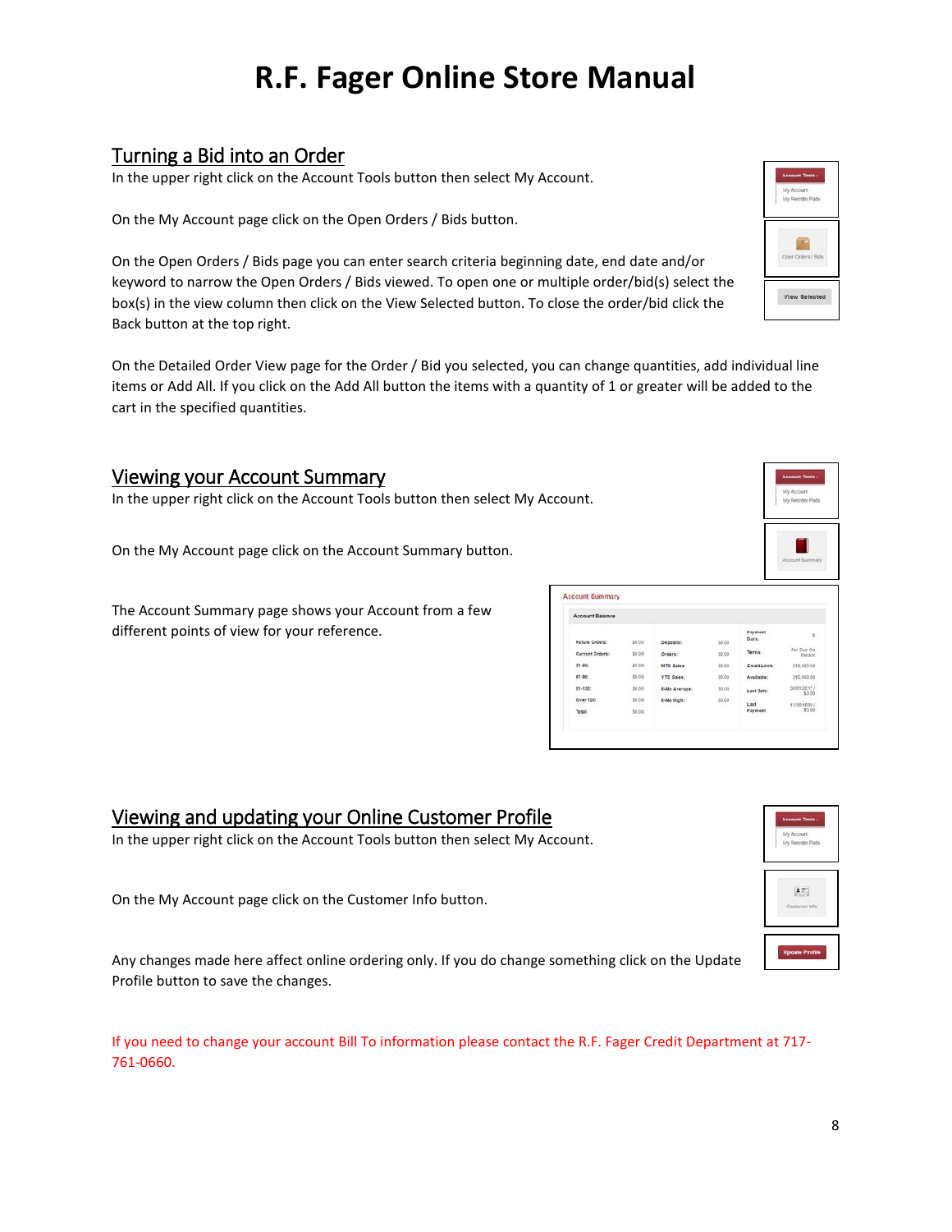# R.F. Fager Online Store Manual

## Turning a Bid into an Order

In the upper right click on the Account Tools button then select My Account.

On the My Account page click on the Open Orders / Bids button.

On the Open Orders / Bids page you can enter search criteria beginning date, end date and/or keyword to narrow the Open Orders / Bids viewed. To open one or multiple order/bid(s) select the box(s) in the view column then click on the View Selected button. To close the order/bid click the Back button at the top right.

On the Detailed Order View page for the Order / Bid you selected, you can change quantities, add individual line items or Add All. If you click on the Add All button the items with a quantity of 1 or greater will be added to the cart in the specified quantities.

## Viewing your Account Summary

In the upper right click on the Account Tools button then select My Account.

On the My Account page click on the Account Summary button.

The Account Summary page shows your Account from a few different points of view for your reference.

## Viewing and updating your Online Customer Profile

In the upper right click on the Account Tools button then select My Account.

On the My Account page click on the Customer Info button.

Any changes made here affect online ordering only. If you do change something click on the Update Profile button to save the changes.

If you need to change your account Bill To information please contact the R.F. Fager Credit Department at 717-761-0660.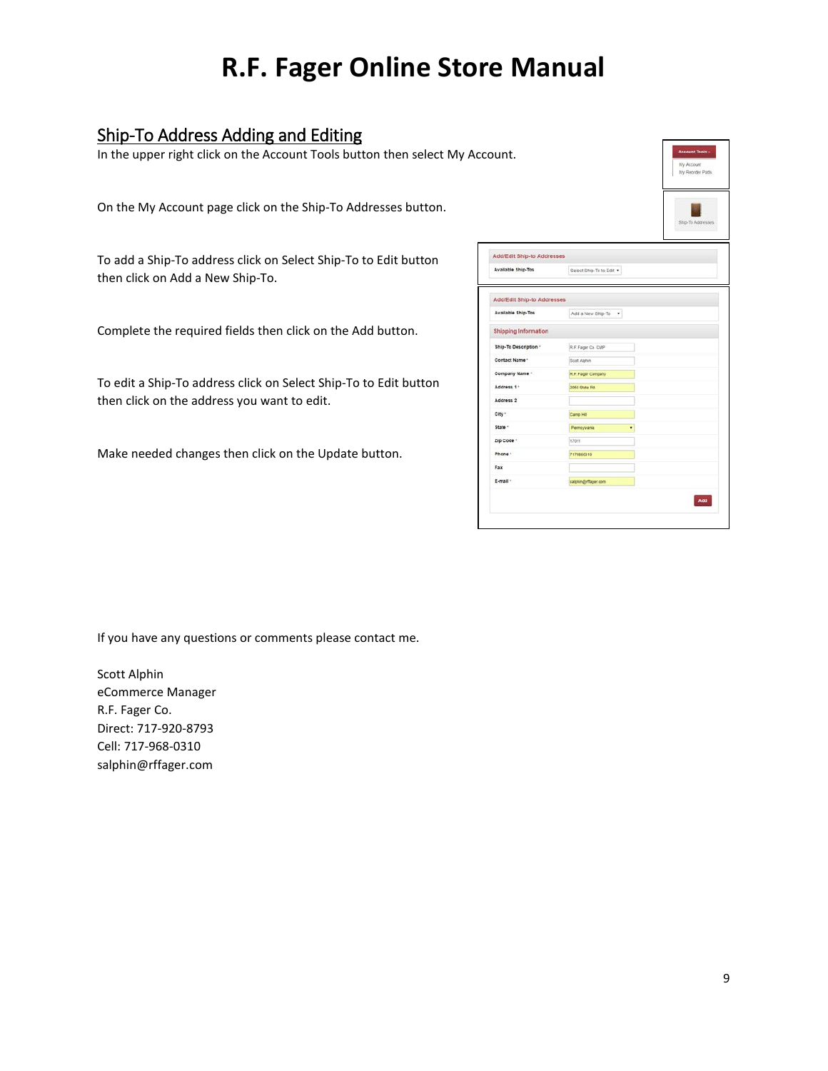# R.F. Fager Online Store Manual

## Ship-To Address Adding and Editing

In the upper right click on the Account Tools button then select My Account.

On the My Account page click on the Ship-To Addresses button.

To add a Ship-To address click on Select Ship-To to Edit button then click on Add a New Ship-To.

Complete the required fields then click on the Add button.

To edit a Ship-To address click on Select Ship-To to Edit button then click on the address you want to edit.

Make needed changes then click on the Update button.

If you have any questions or comments please contact me.

Scott Alphin
eCommerce Manager
R.F. Fager Co.
Direct: 717-920-8793
Cell: 717-968-0310
salphin@rffager.com